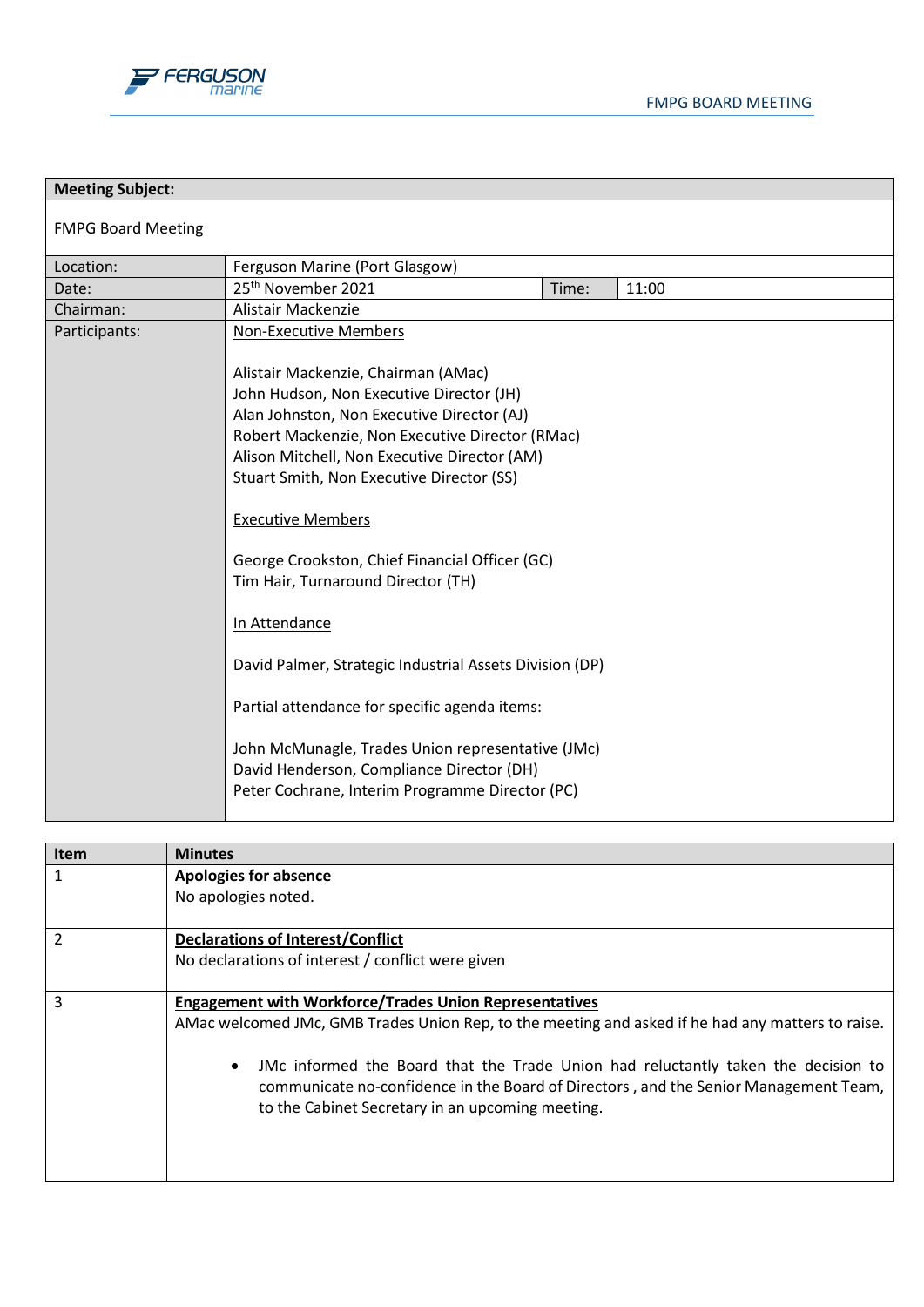| Meeting Subject: | | | |
|---|---|---|---|
| FMPG Board Meeting | | | |
| Location: | Ferguson Marine (Port Glasgow) | | |
| Date: | 25th November 2021 | Time: | 11:00 |
| Chairman: | Alistair Mackenzie | | |
| Participants: | Non-Executive Members<br><br>Alistair Mackenzie, Chairman (AMac)<br>John Hudson, Non Executive Director (JH)<br>Alan Johnston, Non Executive Director (AJ)<br>Robert Mackenzie, Non Executive Director (RMac)<br>Alison Mitchell, Non Executive Director (AM)<br>Stuart Smith, Non Executive Director (SS)<br><br>Executive Members<br><br>George Crookston, Chief Financial Officer (GC)<br>Tim Hair, Turnaround Director (TH)<br><br>In Attendance<br><br>David Palmer, Strategic Industrial Assets Division (DP)<br><br>Partial attendance for specific agenda items:<br><br>John McMunagle, Trades Union representative (JMc)<br>David Henderson, Compliance Director (DH)<br>Peter Cochrane, Interim Programme Director (PC) | | |

| Item | Minutes |
|---|---|
| 1 | **Apologies for absence**<br>No apologies noted. |
| 2 | **Declarations of Interest/Conflict**<br>No declarations of interest / conflict were given |
| 3 | **Engagement with Workforce/Trades Union Representatives**<br>AMac welcomed JMc, GMB Trades Union Rep, to the meeting and asked if he had any matters to raise.<br><br>• JMc informed the Board that the Trade Union had reluctantly taken the decision to communicate no-confidence in the Board of Directors , and the Senior Management Team, to the Cabinet Secretary in an upcoming meeting. |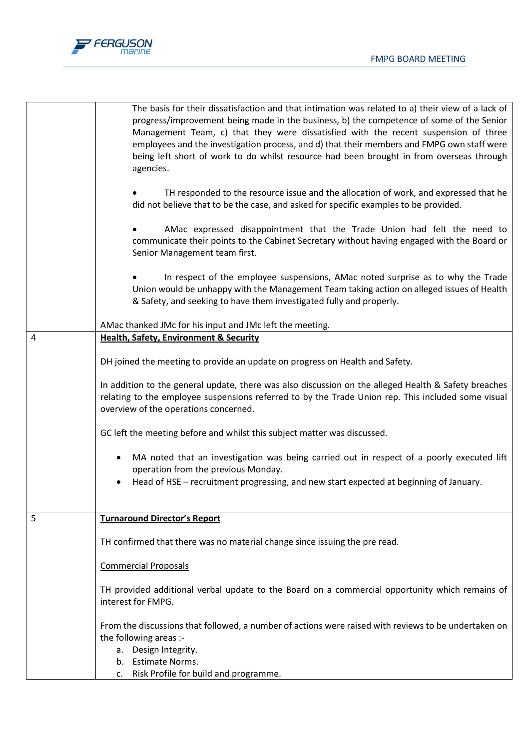| | |
|---|---|
| | The basis for their dissatisfaction and that intimation was related to a) their view of a lack of progress/improvement being made in the business, b) the competence of some of the Senior Management Team, c) that they were dissatisfied with the recent suspension of three employees and the investigation process, and d) that their members and FMPG own staff were being left short of work to do whilst resource had been brought in from overseas through agencies.<br><br>• TH responded to the resource issue and the allocation of work, and expressed that he did not believe that to be the case, and asked for specific examples to be provided.<br><br>• AMac expressed disappointment that the Trade Union had felt the need to communicate their points to the Cabinet Secretary without having engaged with the Board or Senior Management team first.<br><br>• In respect of the employee suspensions, AMac noted surprise as to why the Trade Union would be unhappy with the Management Team taking action on alleged issues of Health & Safety, and seeking to have them investigated fully and properly.<br><br>AMac thanked JMc for his input and JMc left the meeting. |
| 4 | **Health, Safety, Environment & Security**<br><br>DH joined the meeting to provide an update on progress on Health and Safety.<br><br>In addition to the general update, there was also discussion on the alleged Health & Safety breaches relating to the employee suspensions referred to by the Trade Union rep. This included some visual overview of the operations concerned.<br><br>GC left the meeting before and whilst this subject matter was discussed.<br><br>• MA noted that an investigation was being carried out in respect of a poorly executed lift operation from the previous Monday.<br>• Head of HSE – recruitment progressing, and new start expected at beginning of January. |
| 5 | **Turnaround Director's Report**<br><br>TH confirmed that there was no material change since issuing the pre read.<br><br>Commercial Proposals<br><br>TH provided additional verbal update to the Board on a commercial opportunity which remains of interest for FMPG.<br><br>From the discussions that followed, a number of actions were raised with reviews to be undertaken on the following areas :-<br>a. Design Integrity.<br>b. Estimate Norms.<br>c. Risk Profile for build and programme. |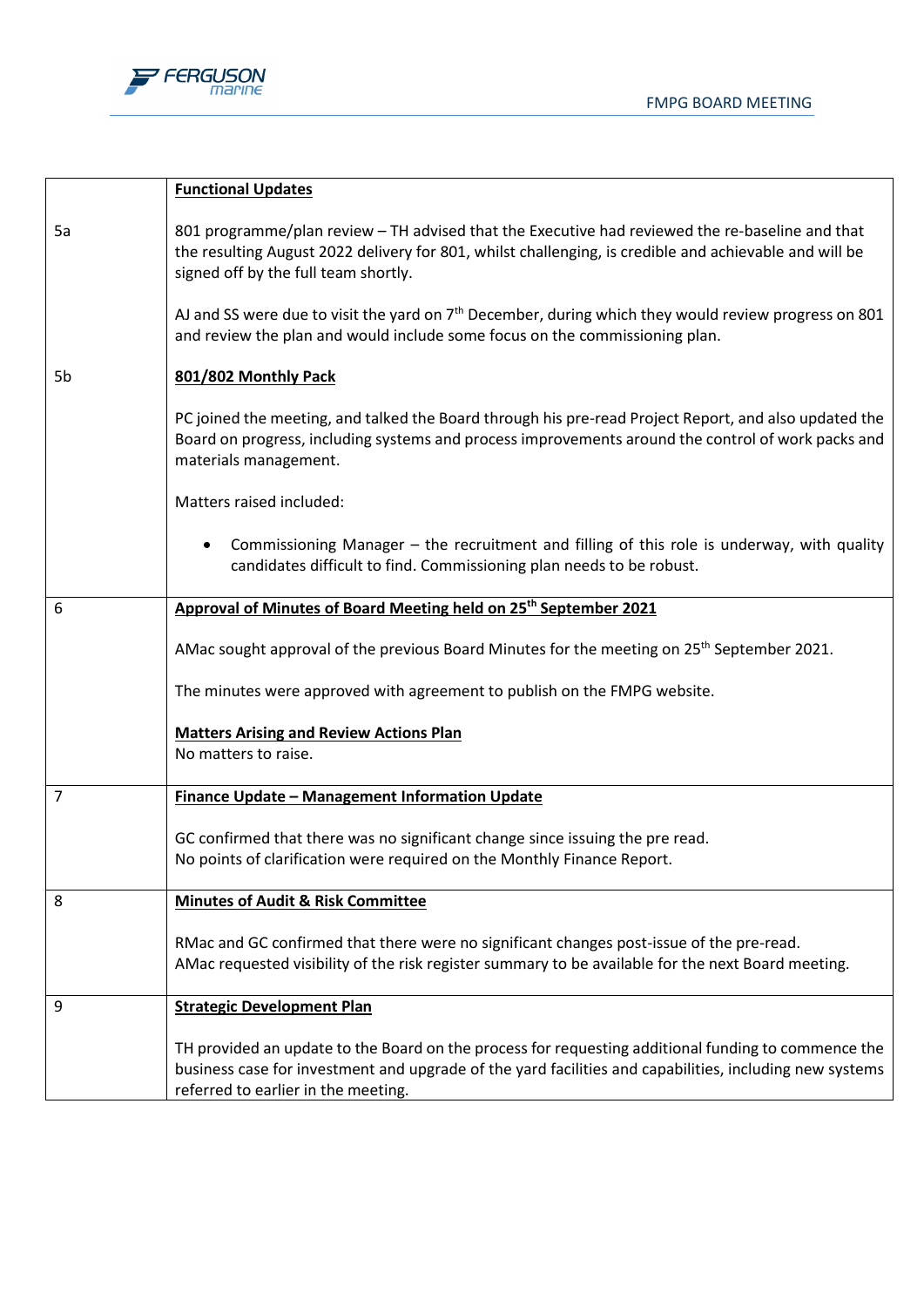| | |
|---|---|
| | **Functional Updates** |
| 5a | 801 programme/plan review – TH advised that the Executive had reviewed the re-baseline and that the resulting August 2022 delivery for 801, whilst challenging, is credible and achievable and will be signed off by the full team shortly.<br><br>AJ and SS were due to visit the yard on 7th December, during which they would review progress on 801 and review the plan and would include some focus on the commissioning plan. |
| 5b | **801/802 Monthly Pack**<br><br>PC joined the meeting, and talked the Board through his pre-read Project Report, and also updated the Board on progress, including systems and process improvements around the control of work packs and materials management.<br><br>Matters raised included:<br><br>• Commissioning Manager – the recruitment and filling of this role is underway, with quality candidates difficult to find. Commissioning plan needs to be robust. |
| 6 | **Approval of Minutes of Board Meeting held on 25th September 2021**<br><br>AMac sought approval of the previous Board Minutes for the meeting on 25th September 2021.<br><br>The minutes were approved with agreement to publish on the FMPG website.<br><br>**Matters Arising and Review Actions Plan**<br>No matters to raise. |
| 7 | **Finance Update – Management Information Update**<br><br>GC confirmed that there was no significant change since issuing the pre read.<br>No points of clarification were required on the Monthly Finance Report. |
| 8 | **Minutes of Audit & Risk Committee**<br><br>RMac and GC confirmed that there were no significant changes post-issue of the pre-read.<br>AMac requested visibility of the risk register summary to be available for the next Board meeting. |
| 9 | **Strategic Development Plan**<br><br>TH provided an update to the Board on the process for requesting additional funding to commence the business case for investment and upgrade of the yard facilities and capabilities, including new systems referred to earlier in the meeting. |